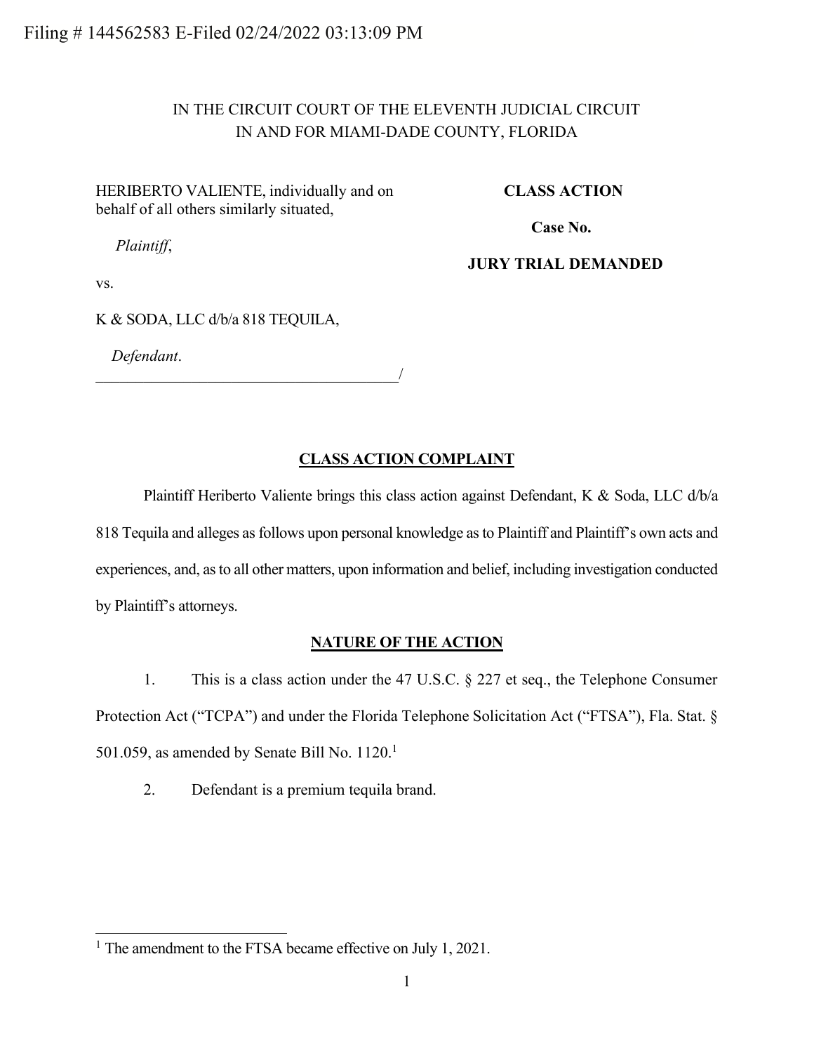Filing # 144562583 E-Filed 02/24/2022 03:13:09 PM

IN THE CIRCUIT COURT OF THE ELEVENTH JUDICIAL CIRCUIT
IN AND FOR MIAMI-DADE COUNTY, FLORIDA

HERIBERTO VALIENTE, individually and on behalf of all others similarly situated,

*Plaintiff*,

vs.

K & SODA, LLC d/b/a 818 TEQUILA,

*Defendant*.
\_\_\_\_\_\_\_\_\_\_\_\_\_\_\_\_\_\_\_\_\_\_\_\_\_\_\_\_\_\_\_\_\_\_\_\_\_\_\_\_/

**CLASS ACTION**

**Case No.**

**JURY TRIAL DEMANDED**

## CLASS ACTION COMPLAINT

Plaintiff Heriberto Valiente brings this class action against Defendant, K & Soda, LLC d/b/a 818 Tequila and alleges as follows upon personal knowledge as to Plaintiff and Plaintiff's own acts and experiences, and, as to all other matters, upon information and belief, including investigation conducted by Plaintiff's attorneys.

## NATURE OF THE ACTION

1. This is a class action under the 47 U.S.C. § 227 et seq., the Telephone Consumer Protection Act ("TCPA") and under the Florida Telephone Solicitation Act ("FTSA"), Fla. Stat. § 501.059, as amended by Senate Bill No. 1120.[1]

2. Defendant is a premium tequila brand.

[1] The amendment to the FTSA became effective on July 1, 2021.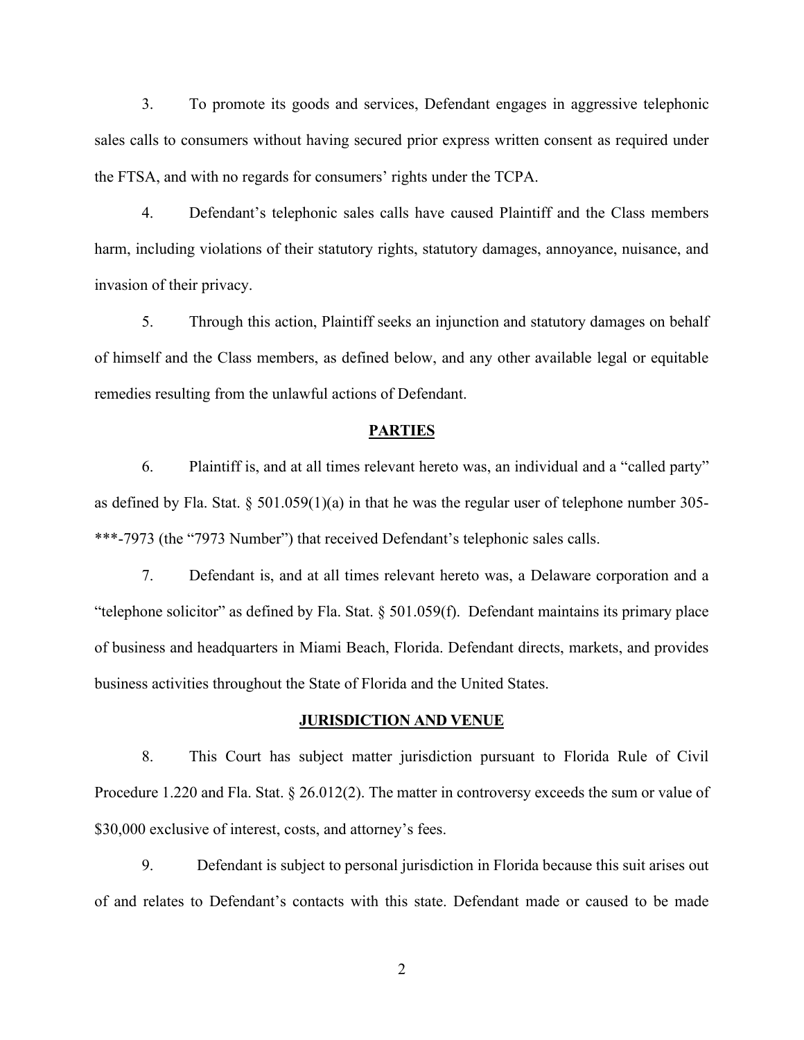3. To promote its goods and services, Defendant engages in aggressive telephonic sales calls to consumers without having secured prior express written consent as required under the FTSA, and with no regards for consumers' rights under the TCPA.

4. Defendant's telephonic sales calls have caused Plaintiff and the Class members harm, including violations of their statutory rights, statutory damages, annoyance, nuisance, and invasion of their privacy.

5. Through this action, Plaintiff seeks an injunction and statutory damages on behalf of himself and the Class members, as defined below, and any other available legal or equitable remedies resulting from the unlawful actions of Defendant.

## PARTIES

6. Plaintiff is, and at all times relevant hereto was, an individual and a "called party" as defined by Fla. Stat. § 501.059(1)(a) in that he was the regular user of telephone number 305-***-7973 (the "7973 Number") that received Defendant's telephonic sales calls.

7. Defendant is, and at all times relevant hereto was, a Delaware corporation and a "telephone solicitor" as defined by Fla. Stat. § 501.059(f). Defendant maintains its primary place of business and headquarters in Miami Beach, Florida. Defendant directs, markets, and provides business activities throughout the State of Florida and the United States.

## JURISDICTION AND VENUE

8. This Court has subject matter jurisdiction pursuant to Florida Rule of Civil Procedure 1.220 and Fla. Stat. § 26.012(2). The matter in controversy exceeds the sum or value of $30,000 exclusive of interest, costs, and attorney's fees.

9. Defendant is subject to personal jurisdiction in Florida because this suit arises out of and relates to Defendant's contacts with this state. Defendant made or caused to be made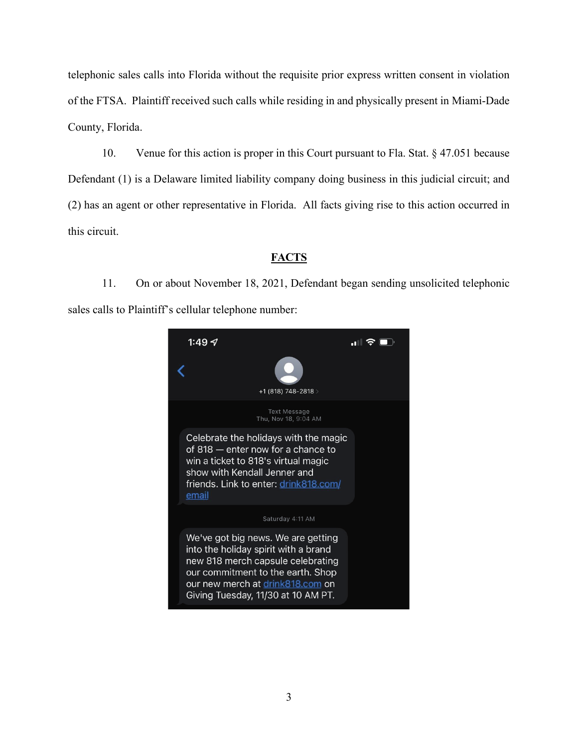telephonic sales calls into Florida without the requisite prior express written consent in violation of the FTSA. Plaintiff received such calls while residing in and physically present in Miami-Dade County, Florida.

10. Venue for this action is proper in this Court pursuant to Fla. Stat. § 47.051 because Defendant (1) is a Delaware limited liability company doing business in this judicial circuit; and (2) has an agent or other representative in Florida. All facts giving rise to this action occurred in this circuit.

## FACTS

11. On or about November 18, 2021, Defendant began sending unsolicited telephonic sales calls to Plaintiff's cellular telephone number:

1:49

+1 (818) 748-2818

Text Message
Thu, Nov 18, 9:04 AM

Celebrate the holidays with the magic of 818 — enter now for a chance to win a ticket to 818's virtual magic show with Kendall Jenner and friends. Link to enter: drink818.com/email

Saturday 4:11 AM

We've got big news. We are getting into the holiday spirit with a brand new 818 merch capsule celebrating our commitment to the earth. Shop our new merch at drink818.com on Giving Tuesday, 11/30 at 10 AM PT.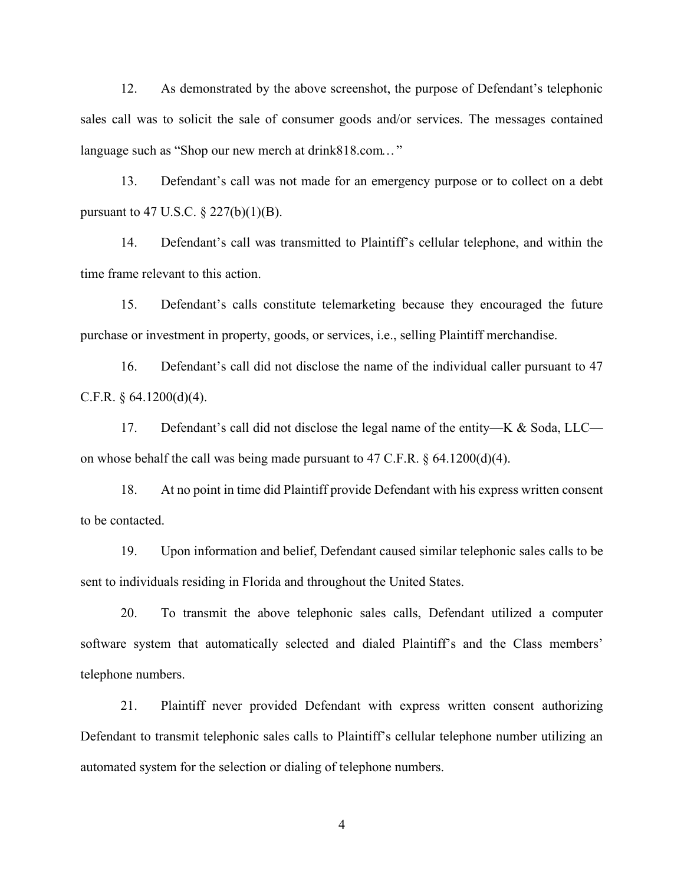12. As demonstrated by the above screenshot, the purpose of Defendant's telephonic sales call was to solicit the sale of consumer goods and/or services. The messages contained language such as "Shop our new merch at drink818.com…"

13. Defendant's call was not made for an emergency purpose or to collect on a debt pursuant to 47 U.S.C. § 227(b)(1)(B).

14. Defendant's call was transmitted to Plaintiff's cellular telephone, and within the time frame relevant to this action.

15. Defendant's calls constitute telemarketing because they encouraged the future purchase or investment in property, goods, or services, i.e., selling Plaintiff merchandise.

16. Defendant's call did not disclose the name of the individual caller pursuant to 47 C.F.R. § 64.1200(d)(4).

17. Defendant's call did not disclose the legal name of the entity—K & Soda, LLC—on whose behalf the call was being made pursuant to 47 C.F.R. § 64.1200(d)(4).

18. At no point in time did Plaintiff provide Defendant with his express written consent to be contacted.

19. Upon information and belief, Defendant caused similar telephonic sales calls to be sent to individuals residing in Florida and throughout the United States.

20. To transmit the above telephonic sales calls, Defendant utilized a computer software system that automatically selected and dialed Plaintiff's and the Class members' telephone numbers.

21. Plaintiff never provided Defendant with express written consent authorizing Defendant to transmit telephonic sales calls to Plaintiff's cellular telephone number utilizing an automated system for the selection or dialing of telephone numbers.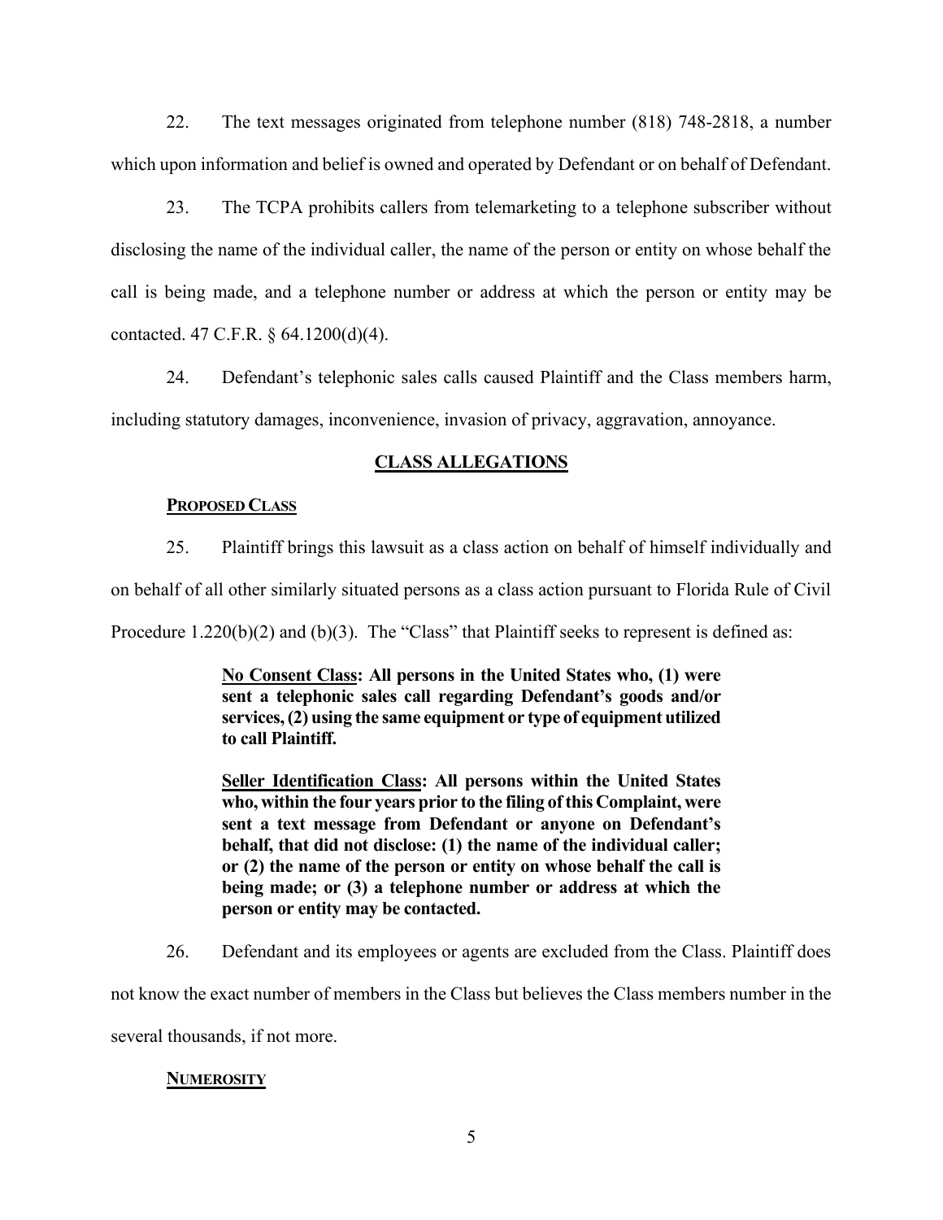22. The text messages originated from telephone number (818) 748-2818, a number which upon information and belief is owned and operated by Defendant or on behalf of Defendant.

23. The TCPA prohibits callers from telemarketing to a telephone subscriber without disclosing the name of the individual caller, the name of the person or entity on whose behalf the call is being made, and a telephone number or address at which the person or entity may be contacted. 47 C.F.R. § 64.1200(d)(4).

24. Defendant's telephonic sales calls caused Plaintiff and the Class members harm, including statutory damages, inconvenience, invasion of privacy, aggravation, annoyance.

## CLASS ALLEGATIONS

### PROPOSED CLASS

25. Plaintiff brings this lawsuit as a class action on behalf of himself individually and on behalf of all other similarly situated persons as a class action pursuant to Florida Rule of Civil Procedure 1.220(b)(2) and (b)(3). The "Class" that Plaintiff seeks to represent is defined as:

> **No Consent Class: All persons in the United States who, (1) were sent a telephonic sales call regarding Defendant's goods and/or services, (2) using the same equipment or type of equipment utilized to call Plaintiff.**
>
> **Seller Identification Class: All persons within the United States who, within the four years prior to the filing of this Complaint, were sent a text message from Defendant or anyone on Defendant's behalf, that did not disclose: (1) the name of the individual caller; or (2) the name of the person or entity on whose behalf the call is being made; or (3) a telephone number or address at which the person or entity may be contacted.**

26. Defendant and its employees or agents are excluded from the Class. Plaintiff does not know the exact number of members in the Class but believes the Class members number in the several thousands, if not more.

### NUMEROSITY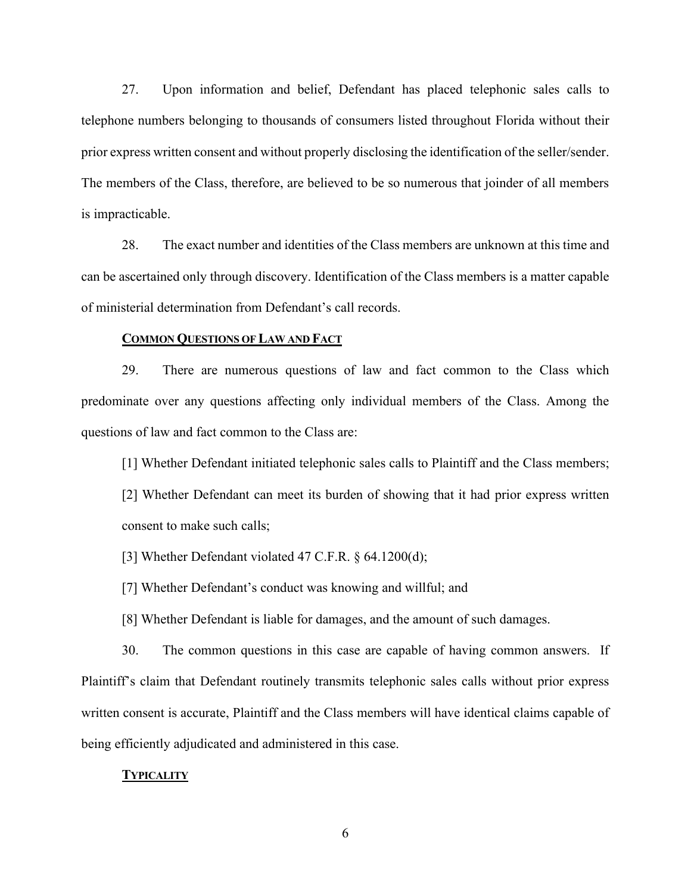27. Upon information and belief, Defendant has placed telephonic sales calls to telephone numbers belonging to thousands of consumers listed throughout Florida without their prior express written consent and without properly disclosing the identification of the seller/sender. The members of the Class, therefore, are believed to be so numerous that joinder of all members is impracticable.

28. The exact number and identities of the Class members are unknown at this time and can be ascertained only through discovery. Identification of the Class members is a matter capable of ministerial determination from Defendant's call records.

**COMMON QUESTIONS OF LAW AND FACT**

29. There are numerous questions of law and fact common to the Class which predominate over any questions affecting only individual members of the Class. Among the questions of law and fact common to the Class are:

[1] Whether Defendant initiated telephonic sales calls to Plaintiff and the Class members;

[2] Whether Defendant can meet its burden of showing that it had prior express written consent to make such calls;

[3] Whether Defendant violated 47 C.F.R. § 64.1200(d);

[7] Whether Defendant's conduct was knowing and willful; and

[8] Whether Defendant is liable for damages, and the amount of such damages.

30. The common questions in this case are capable of having common answers. If Plaintiff's claim that Defendant routinely transmits telephonic sales calls without prior express written consent is accurate, Plaintiff and the Class members will have identical claims capable of being efficiently adjudicated and administered in this case.

**TYPICALITY**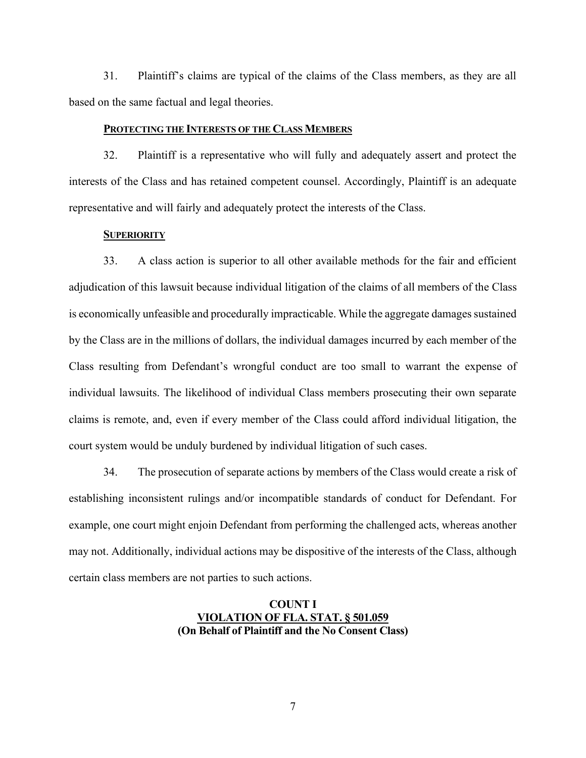31. Plaintiff's claims are typical of the claims of the Class members, as they are all based on the same factual and legal theories.

**PROTECTING THE INTERESTS OF THE CLASS MEMBERS**

32. Plaintiff is a representative who will fully and adequately assert and protect the interests of the Class and has retained competent counsel. Accordingly, Plaintiff is an adequate representative and will fairly and adequately protect the interests of the Class.

**SUPERIORITY**

33. A class action is superior to all other available methods for the fair and efficient adjudication of this lawsuit because individual litigation of the claims of all members of the Class is economically unfeasible and procedurally impracticable. While the aggregate damages sustained by the Class are in the millions of dollars, the individual damages incurred by each member of the Class resulting from Defendant's wrongful conduct are too small to warrant the expense of individual lawsuits. The likelihood of individual Class members prosecuting their own separate claims is remote, and, even if every member of the Class could afford individual litigation, the court system would be unduly burdened by individual litigation of such cases.

34. The prosecution of separate actions by members of the Class would create a risk of establishing inconsistent rulings and/or incompatible standards of conduct for Defendant. For example, one court might enjoin Defendant from performing the challenged acts, whereas another may not. Additionally, individual actions may be dispositive of the interests of the Class, although certain class members are not parties to such actions.

**COUNT I**
**VIOLATION OF FLA. STAT. § 501.059**
**(On Behalf of Plaintiff and the No Consent Class)**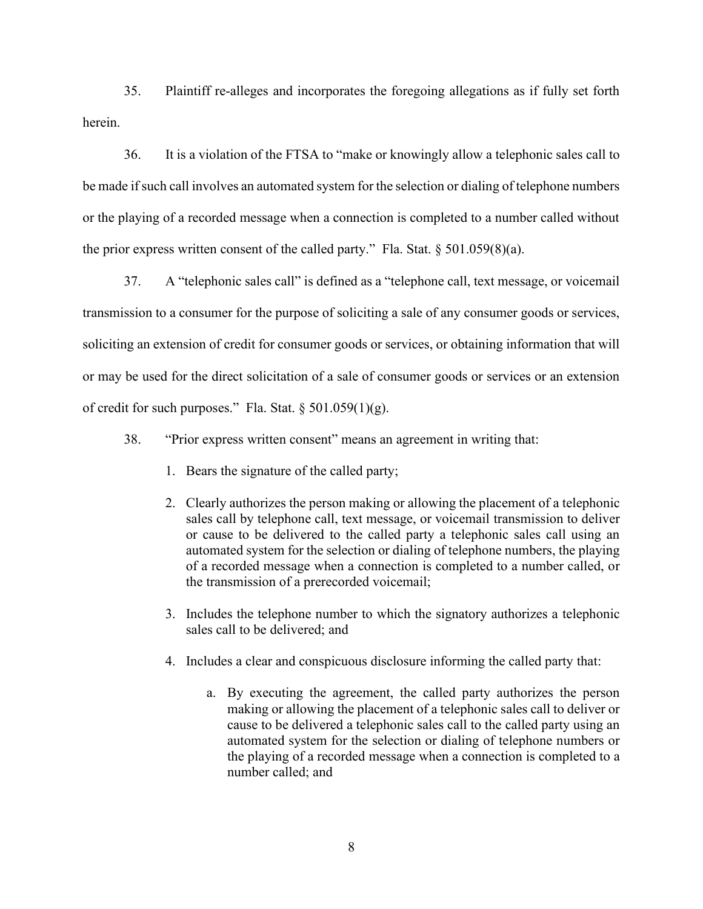35. Plaintiff re-alleges and incorporates the foregoing allegations as if fully set forth herein.

36. It is a violation of the FTSA to "make or knowingly allow a telephonic sales call to be made if such call involves an automated system for the selection or dialing of telephone numbers or the playing of a recorded message when a connection is completed to a number called without the prior express written consent of the called party." Fla. Stat. § 501.059(8)(a).

37. A "telephonic sales call" is defined as a "telephone call, text message, or voicemail transmission to a consumer for the purpose of soliciting a sale of any consumer goods or services, soliciting an extension of credit for consumer goods or services, or obtaining information that will or may be used for the direct solicitation of a sale of consumer goods or services or an extension of credit for such purposes." Fla. Stat. § 501.059(1)(g).

38. "Prior express written consent" means an agreement in writing that:

1. Bears the signature of the called party;
2. Clearly authorizes the person making or allowing the placement of a telephonic sales call by telephone call, text message, or voicemail transmission to deliver or cause to be delivered to the called party a telephonic sales call using an automated system for the selection or dialing of telephone numbers, the playing of a recorded message when a connection is completed to a number called, or the transmission of a prerecorded voicemail;
3. Includes the telephone number to which the signatory authorizes a telephonic sales call to be delivered; and
4. Includes a clear and conspicuous disclosure informing the called party that:
    a. By executing the agreement, the called party authorizes the person making or allowing the placement of a telephonic sales call to deliver or cause to be delivered a telephonic sales call to the called party using an automated system for the selection or dialing of telephone numbers or the playing of a recorded message when a connection is completed to a number called; and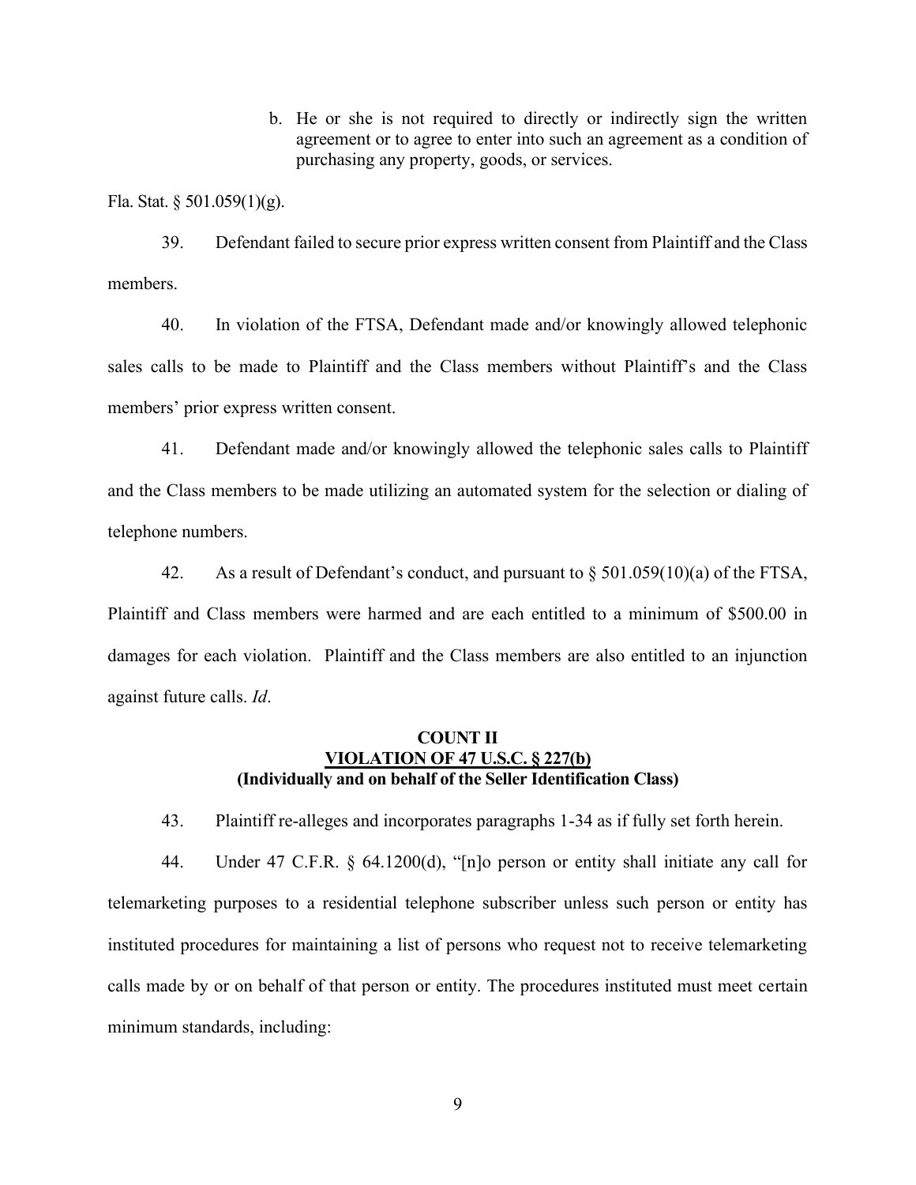b. He or she is not required to directly or indirectly sign the written agreement or to agree to enter into such an agreement as a condition of purchasing any property, goods, or services.

Fla. Stat. § 501.059(1)(g).

39. Defendant failed to secure prior express written consent from Plaintiff and the Class members.

40. In violation of the FTSA, Defendant made and/or knowingly allowed telephonic sales calls to be made to Plaintiff and the Class members without Plaintiff's and the Class members' prior express written consent.

41. Defendant made and/or knowingly allowed the telephonic sales calls to Plaintiff and the Class members to be made utilizing an automated system for the selection or dialing of telephone numbers.

42. As a result of Defendant's conduct, and pursuant to § 501.059(10)(a) of the FTSA, Plaintiff and Class members were harmed and are each entitled to a minimum of $500.00 in damages for each violation. Plaintiff and the Class members are also entitled to an injunction against future calls. *Id*.

**COUNT II**
**VIOLATION OF 47 U.S.C. § 227(b)**
**(Individually and on behalf of the Seller Identification Class)**

43. Plaintiff re-alleges and incorporates paragraphs 1-34 as if fully set forth herein.

44. Under 47 C.F.R. § 64.1200(d), "[n]o person or entity shall initiate any call for telemarketing purposes to a residential telephone subscriber unless such person or entity has instituted procedures for maintaining a list of persons who request not to receive telemarketing calls made by or on behalf of that person or entity. The procedures instituted must meet certain minimum standards, including: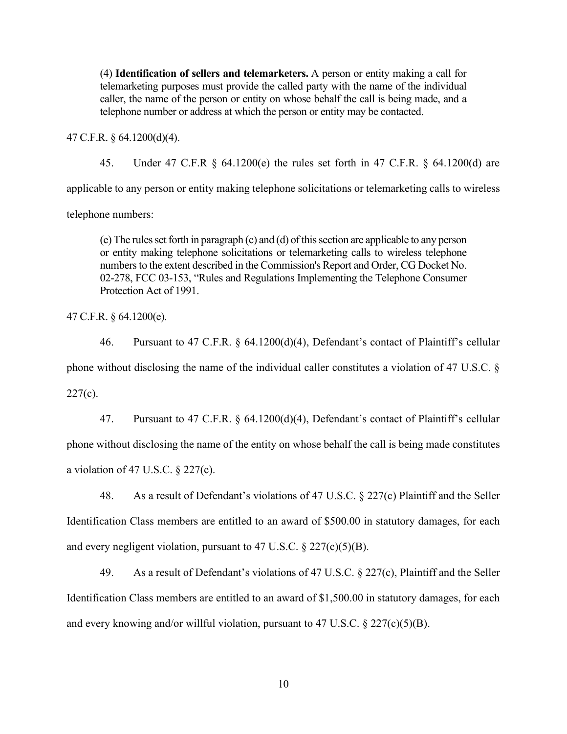> (4) **Identification of sellers and telemarketers.** A person or entity making a call for telemarketing purposes must provide the called party with the name of the individual caller, the name of the person or entity on whose behalf the call is being made, and a telephone number or address at which the person or entity may be contacted.

47 C.F.R. § 64.1200(d)(4).

45. Under 47 C.F.R § 64.1200(e) the rules set forth in 47 C.F.R. § 64.1200(d) are applicable to any person or entity making telephone solicitations or telemarketing calls to wireless telephone numbers:

> (e) The rules set forth in paragraph (c) and (d) of this section are applicable to any person or entity making telephone solicitations or telemarketing calls to wireless telephone numbers to the extent described in the Commission's Report and Order, CG Docket No. 02-278, FCC 03-153, "Rules and Regulations Implementing the Telephone Consumer Protection Act of 1991.

47 C.F.R. § 64.1200(e).

46. Pursuant to 47 C.F.R. § 64.1200(d)(4), Defendant's contact of Plaintiff's cellular phone without disclosing the name of the individual caller constitutes a violation of 47 U.S.C. § 227(c).

47. Pursuant to 47 C.F.R. § 64.1200(d)(4), Defendant's contact of Plaintiff's cellular phone without disclosing the name of the entity on whose behalf the call is being made constitutes a violation of 47 U.S.C. § 227(c).

48. As a result of Defendant's violations of 47 U.S.C. § 227(c) Plaintiff and the Seller Identification Class members are entitled to an award of $500.00 in statutory damages, for each and every negligent violation, pursuant to 47 U.S.C. § 227(c)(5)(B).

49. As a result of Defendant's violations of 47 U.S.C. § 227(c), Plaintiff and the Seller Identification Class members are entitled to an award of $1,500.00 in statutory damages, for each and every knowing and/or willful violation, pursuant to 47 U.S.C. § 227(c)(5)(B).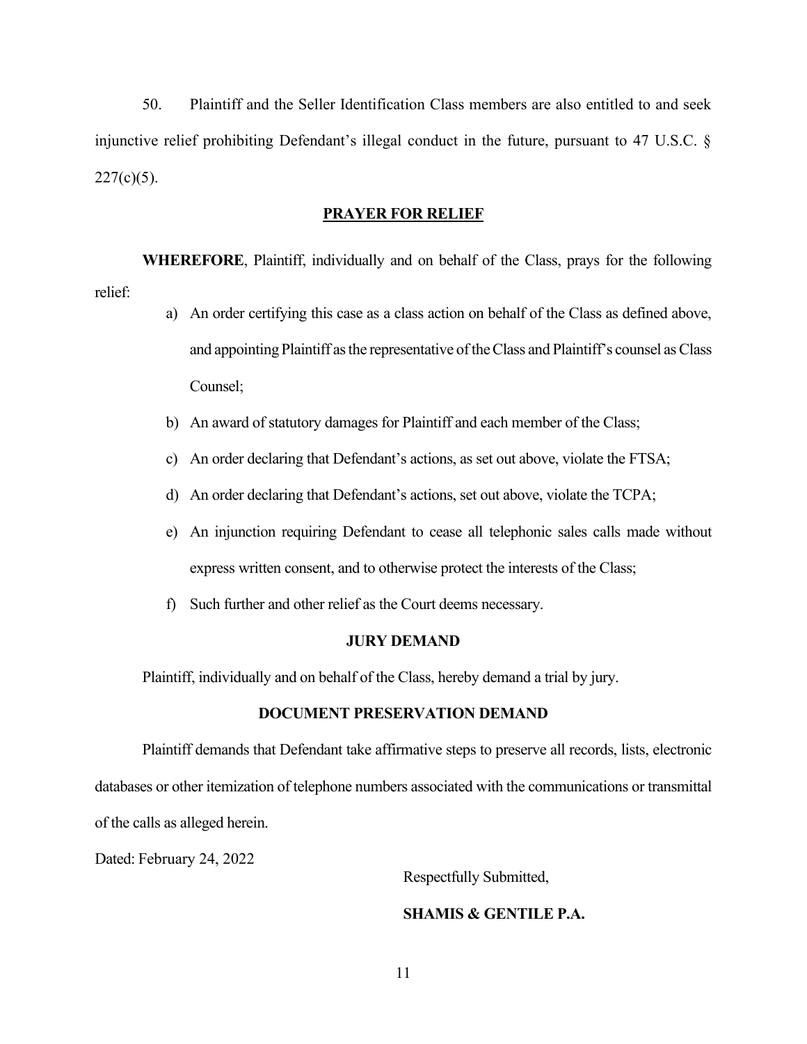50. Plaintiff and the Seller Identification Class members are also entitled to and seek injunctive relief prohibiting Defendant's illegal conduct in the future, pursuant to 47 U.S.C. § 227(c)(5).

**PRAYER FOR RELIEF**

**WHEREFORE**, Plaintiff, individually and on behalf of the Class, prays for the following relief:

a) An order certifying this case as a class action on behalf of the Class as defined above, and appointing Plaintiff as the representative of the Class and Plaintiff's counsel as Class Counsel;

b) An award of statutory damages for Plaintiff and each member of the Class;

c) An order declaring that Defendant's actions, as set out above, violate the FTSA;

d) An order declaring that Defendant's actions, set out above, violate the TCPA;

e) An injunction requiring Defendant to cease all telephonic sales calls made without express written consent, and to otherwise protect the interests of the Class;

f) Such further and other relief as the Court deems necessary.

**JURY DEMAND**

Plaintiff, individually and on behalf of the Class, hereby demand a trial by jury.

**DOCUMENT PRESERVATION DEMAND**

Plaintiff demands that Defendant take affirmative steps to preserve all records, lists, electronic databases or other itemization of telephone numbers associated with the communications or transmittal of the calls as alleged herein.

Dated: February 24, 2022

Respectfully Submitted,

**SHAMIS & GENTILE P.A.**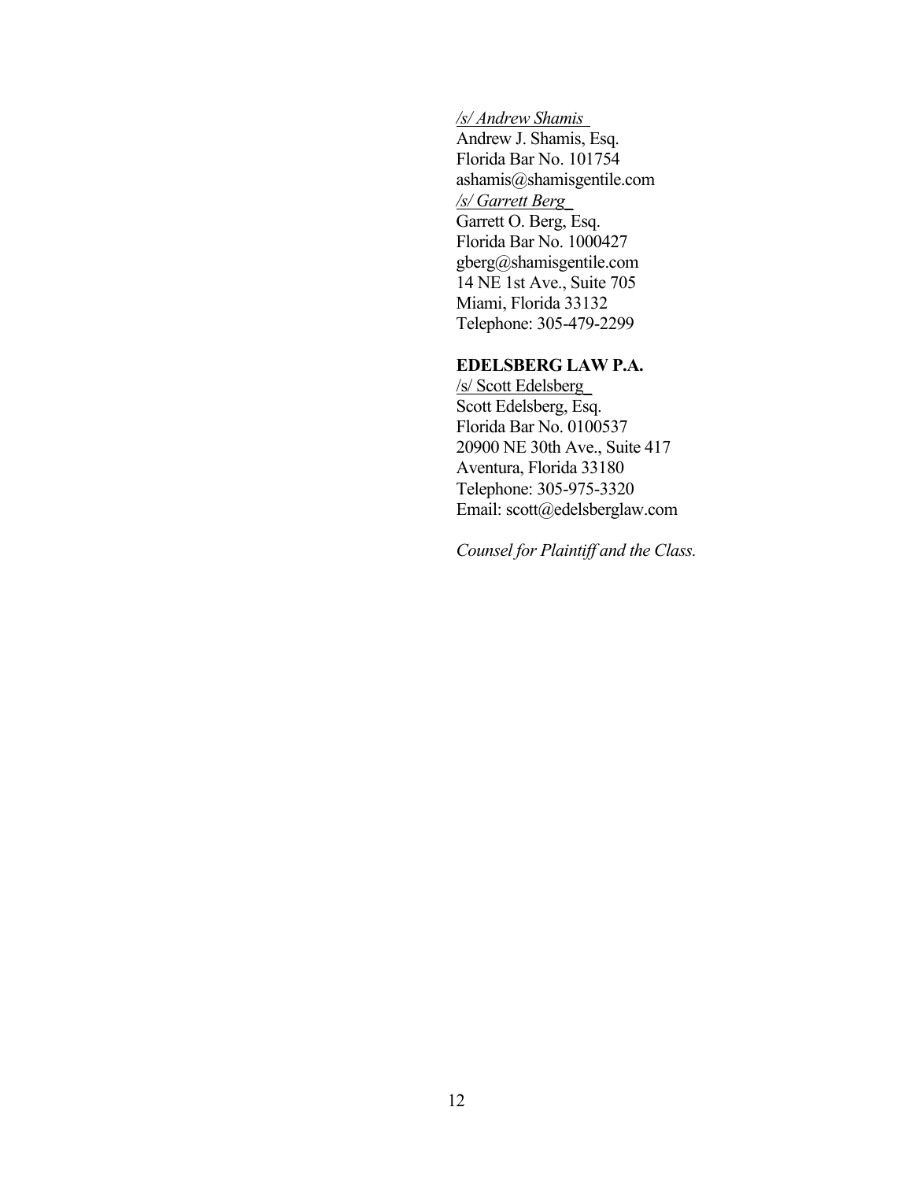*/s/ Andrew Shamis*  
Andrew J. Shamis, Esq.  
Florida Bar No. 101754  
ashamis@shamisgentile.com  
*/s/ Garrett Berg*  
Garrett O. Berg, Esq.  
Florida Bar No. 1000427  
gberg@shamisgentile.com  
14 NE 1st Ave., Suite 705  
Miami, Florida 33132  
Telephone: 305-479-2299

**EDELSBERG LAW P.A.**  
/s/ Scott Edelsberg  
Scott Edelsberg, Esq.  
Florida Bar No. 0100537  
20900 NE 30th Ave., Suite 417  
Aventura, Florida 33180  
Telephone: 305-975-3320  
Email: scott@edelsberglaw.com

*Counsel for Plaintiff and the Class.*